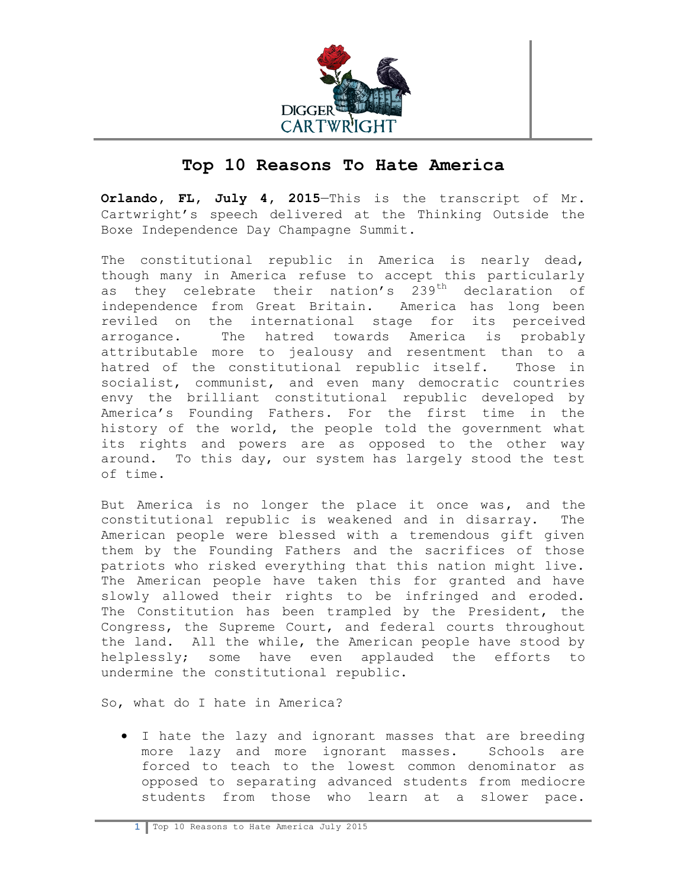DIGGER CARTWRIGHT

# Top 10 Reasons To Hate America

**Orlando, FL, July 4, 2015**—This is the transcript of Mr. Cartwright's speech delivered at the Thinking Outside the Boxe Independence Day Champagne Summit.

The constitutional republic in America is nearly dead, though many in America refuse to accept this particularly as they celebrate their nation's 239th declaration of independence from Great Britain. America has long been reviled on the international stage for its perceived arrogance. The hatred towards America is probably attributable more to jealousy and resentment than to a hatred of the constitutional republic itself. Those in socialist, communist, and even many democratic countries envy the brilliant constitutional republic developed by America's Founding Fathers. For the first time in the history of the world, the people told the government what its rights and powers are as opposed to the other way around. To this day, our system has largely stood the test of time.

But America is no longer the place it once was, and the constitutional republic is weakened and in disarray. The American people were blessed with a tremendous gift given them by the Founding Fathers and the sacrifices of those patriots who risked everything that this nation might live. The American people have taken this for granted and have slowly allowed their rights to be infringed and eroded. The Constitution has been trampled by the President, the Congress, the Supreme Court, and federal courts throughout the land. All the while, the American people have stood by helplessly; some have even applauded the efforts to undermine the constitutional republic.

So, what do I hate in America?

- I hate the lazy and ignorant masses that are breeding more lazy and more ignorant masses. Schools are forced to teach to the lowest common denominator as opposed to separating advanced students from mediocre students from those who learn at a slower pace.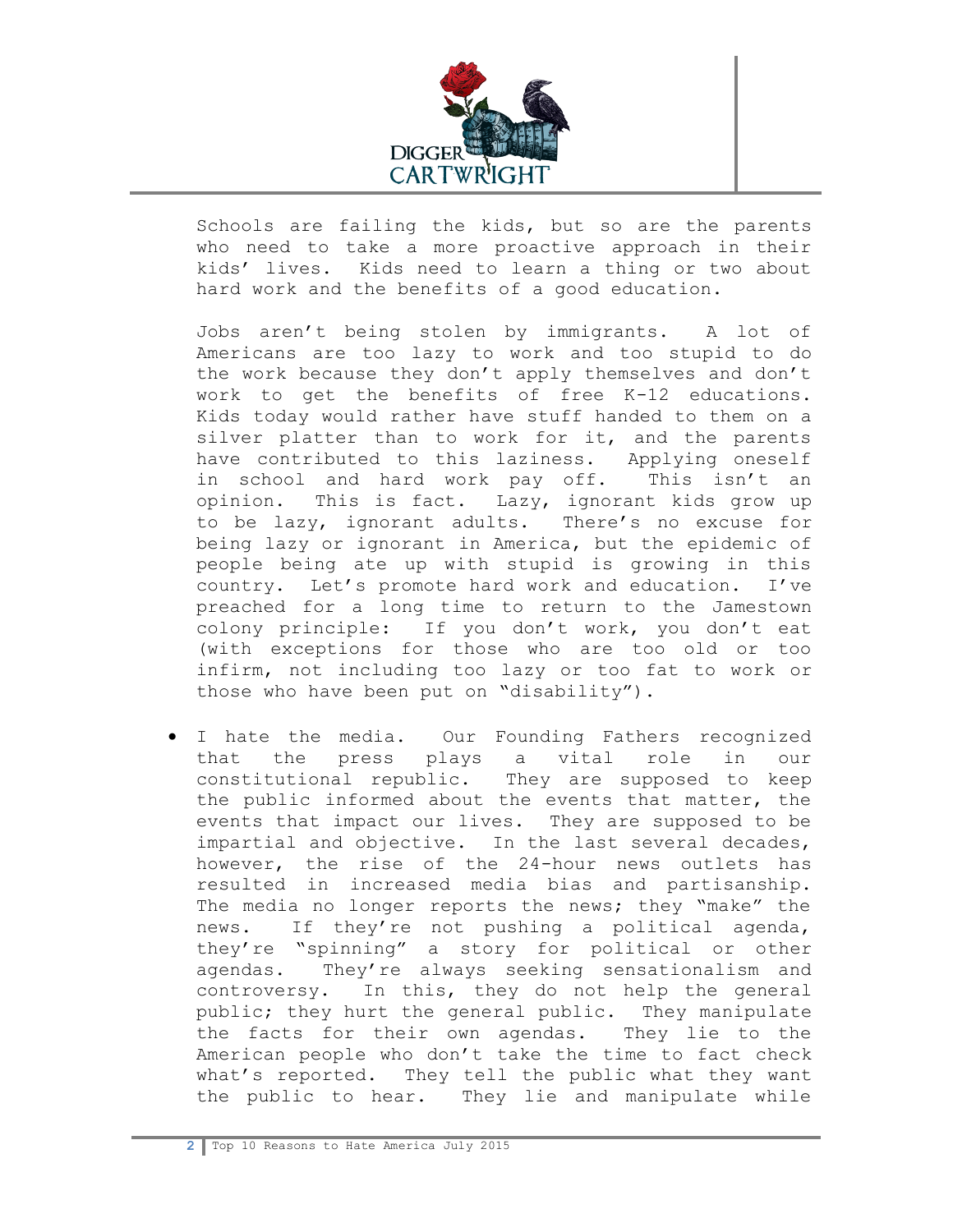Schools are failing the kids, but so are the parents who need to take a more proactive approach in their kids' lives. Kids need to learn a thing or two about hard work and the benefits of a good education.

Jobs aren't being stolen by immigrants. A lot of Americans are too lazy to work and too stupid to do the work because they don't apply themselves and don't work to get the benefits of free K-12 educations. Kids today would rather have stuff handed to them on a silver platter than to work for it, and the parents have contributed to this laziness. Applying oneself in school and hard work pay off. This isn't an opinion. This is fact. Lazy, ignorant kids grow up to be lazy, ignorant adults. There's no excuse for being lazy or ignorant in America, but the epidemic of people being ate up with stupid is growing in this country. Let's promote hard work and education. I've preached for a long time to return to the Jamestown colony principle: If you don't work, you don't eat (with exceptions for those who are too old or too infirm, not including too lazy or too fat to work or those who have been put on "disability").

- I hate the media. Our Founding Fathers recognized that the press plays a vital role in our constitutional republic. They are supposed to keep the public informed about the events that matter, the events that impact our lives. They are supposed to be impartial and objective. In the last several decades, however, the rise of the 24-hour news outlets has resulted in increased media bias and partisanship. The media no longer reports the news; they "make" the news. If they're not pushing a political agenda, they're "spinning" a story for political or other agendas. They're always seeking sensationalism and controversy. In this, they do not help the general public; they hurt the general public. They manipulate the facts for their own agendas. They lie to the American people who don't take the time to fact check what's reported. They tell the public what they want the public to hear. They lie and manipulate while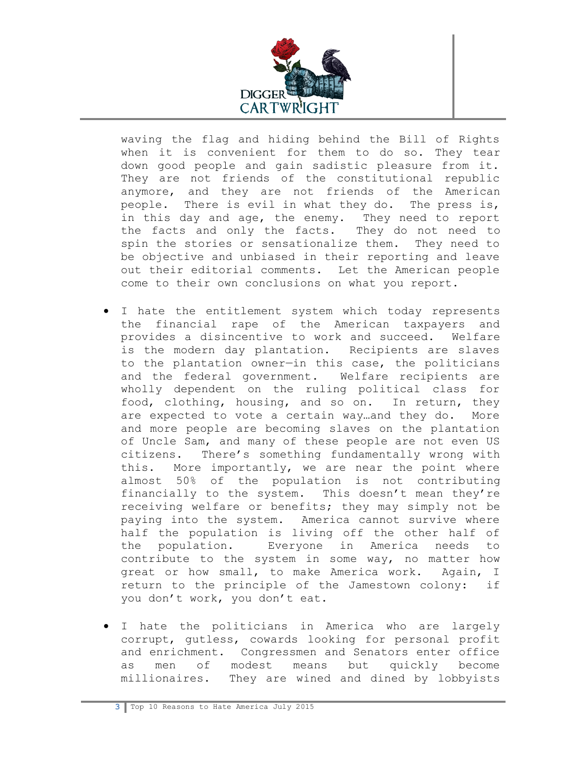waving the flag and hiding behind the Bill of Rights when it is convenient for them to do so. They tear down good people and gain sadistic pleasure from it. They are not friends of the constitutional republic anymore, and they are not friends of the American people. There is evil in what they do. The press is, in this day and age, the enemy. They need to report the facts and only the facts. They do not need to spin the stories or sensationalize them. They need to be objective and unbiased in their reporting and leave out their editorial comments. Let the American people come to their own conclusions on what you report.

- I hate the entitlement system which today represents the financial rape of the American taxpayers and provides a disincentive to work and succeed. Welfare is the modern day plantation. Recipients are slaves to the plantation owner—in this case, the politicians and the federal government. Welfare recipients are wholly dependent on the ruling political class for food, clothing, housing, and so on. In return, they are expected to vote a certain way…and they do. More and more people are becoming slaves on the plantation of Uncle Sam, and many of these people are not even US citizens. There's something fundamentally wrong with this. More importantly, we are near the point where almost 50% of the population is not contributing financially to the system. This doesn't mean they're receiving welfare or benefits; they may simply not be paying into the system. America cannot survive where half the population is living off the other half of the population. Everyone in America needs to contribute to the system in some way, no matter how great or how small, to make America work. Again, I return to the principle of the Jamestown colony: if you don't work, you don't eat.

- I hate the politicians in America who are largely corrupt, gutless, cowards looking for personal profit and enrichment. Congressmen and Senators enter office as men of modest means but quickly become millionaires. They are wined and dined by lobbyists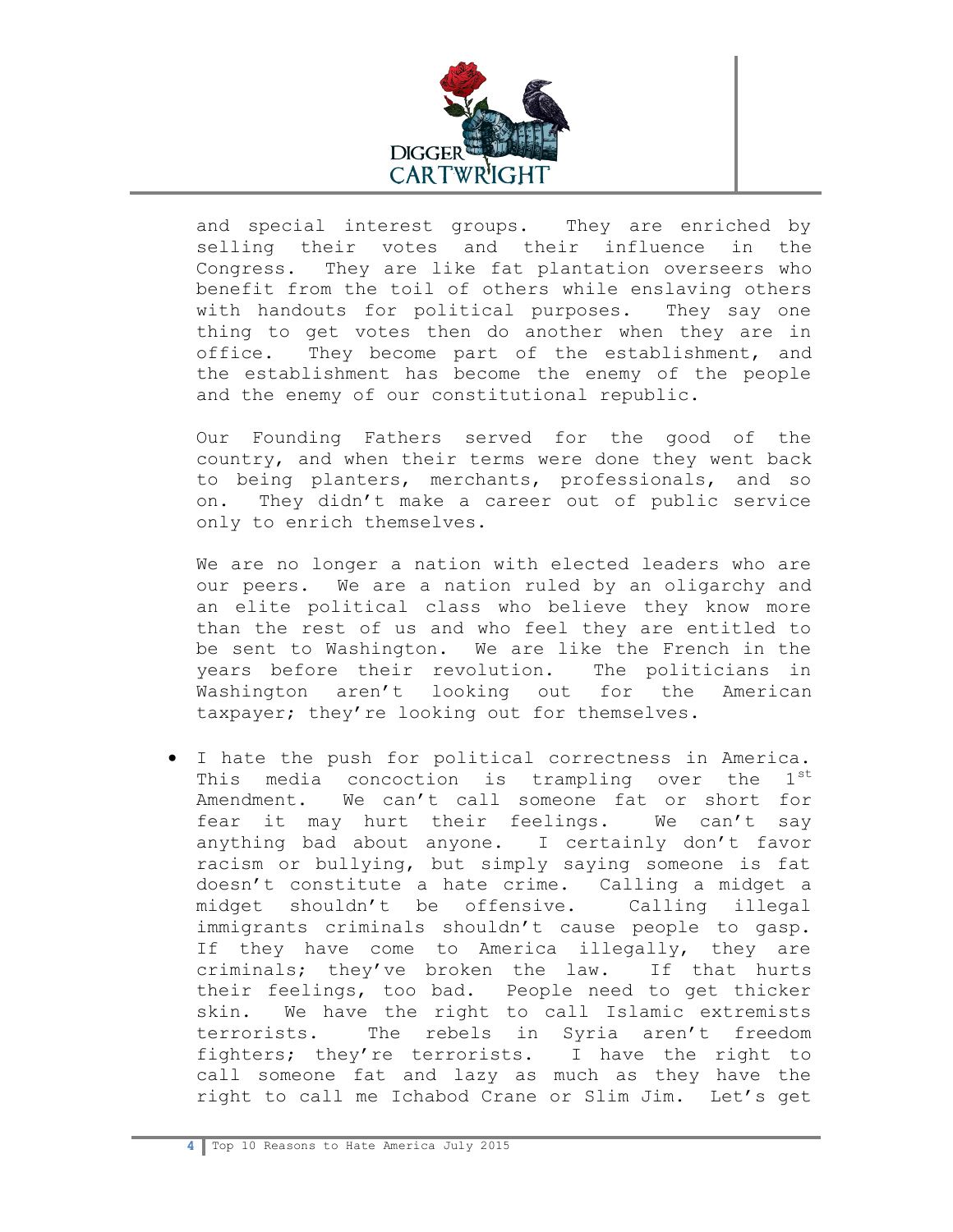and special interest groups. They are enriched by selling their votes and their influence in the Congress. They are like fat plantation overseers who benefit from the toil of others while enslaving others with handouts for political purposes. They say one thing to get votes then do another when they are in office. They become part of the establishment, and the establishment has become the enemy of the people and the enemy of our constitutional republic.

Our Founding Fathers served for the good of the country, and when their terms were done they went back to being planters, merchants, professionals, and so on. They didn't make a career out of public service only to enrich themselves.

We are no longer a nation with elected leaders who are our peers. We are a nation ruled by an oligarchy and an elite political class who believe they know more than the rest of us and who feel they are entitled to be sent to Washington. We are like the French in the years before their revolution. The politicians in Washington aren't looking out for the American taxpayer; they're looking out for themselves.

- I hate the push for political correctness in America. This media concoction is trampling over the 1st Amendment. We can't call someone fat or short for fear it may hurt their feelings. We can't say anything bad about anyone. I certainly don't favor racism or bullying, but simply saying someone is fat doesn't constitute a hate crime. Calling a midget a midget shouldn't be offensive. Calling illegal immigrants criminals shouldn't cause people to gasp. If they have come to America illegally, they are criminals; they've broken the law. If that hurts their feelings, too bad. People need to get thicker skin. We have the right to call Islamic extremists terrorists. The rebels in Syria aren't freedom fighters; they're terrorists. I have the right to call someone fat and lazy as much as they have the right to call me Ichabod Crane or Slim Jim. Let's get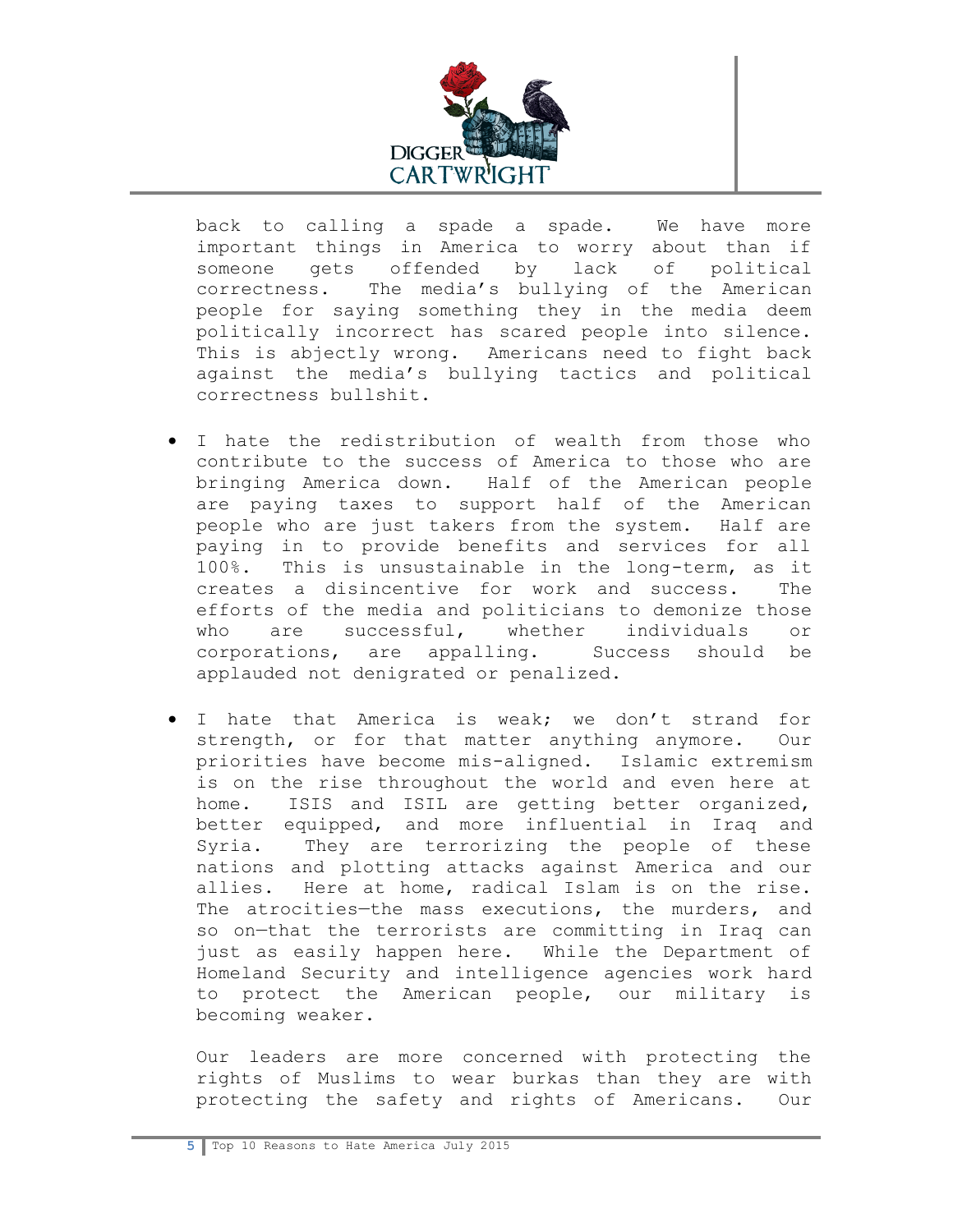back to calling a spade a spade. We have more important things in America to worry about than if someone gets offended by lack of political correctness. The media's bullying of the American people for saying something they in the media deem politically incorrect has scared people into silence. This is abjectly wrong. Americans need to fight back against the media's bullying tactics and political correctness bullshit.

- I hate the redistribution of wealth from those who contribute to the success of America to those who are bringing America down. Half of the American people are paying taxes to support half of the American people who are just takers from the system. Half are paying in to provide benefits and services for all 100%. This is unsustainable in the long-term, as it creates a disincentive for work and success. The efforts of the media and politicians to demonize those who are successful, whether individuals or corporations, are appalling. Success should be applauded not denigrated or penalized.

- I hate that America is weak; we don't strand for strength, or for that matter anything anymore. Our priorities have become mis-aligned. Islamic extremism is on the rise throughout the world and even here at home. ISIS and ISIL are getting better organized, better equipped, and more influential in Iraq and Syria. They are terrorizing the people of these nations and plotting attacks against America and our allies. Here at home, radical Islam is on the rise. The atrocities—the mass executions, the murders, and so on—that the terrorists are committing in Iraq can just as easily happen here. While the Department of Homeland Security and intelligence agencies work hard to protect the American people, our military is becoming weaker.

  Our leaders are more concerned with protecting the rights of Muslims to wear burkas than they are with protecting the safety and rights of Americans. Our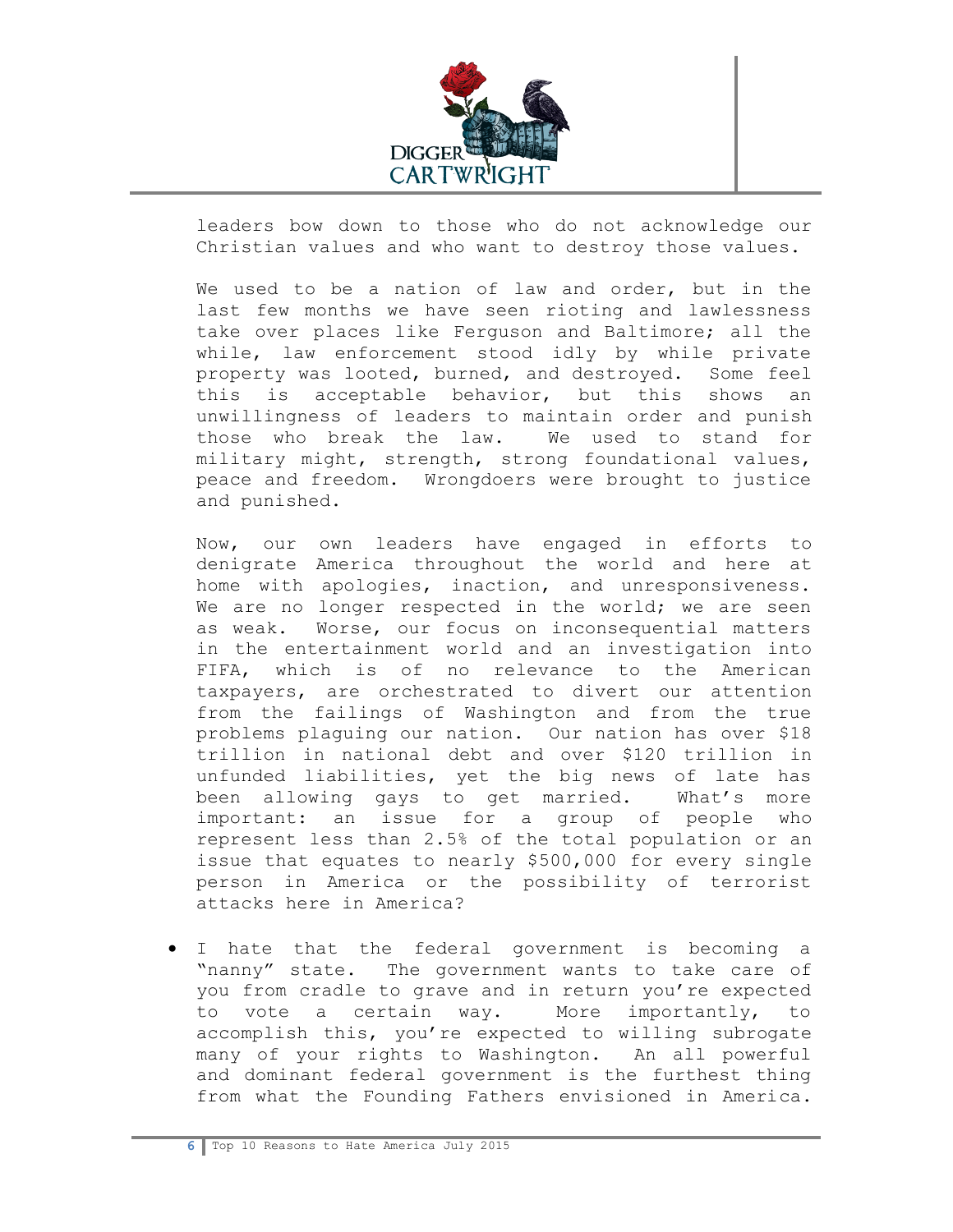leaders bow down to those who do not acknowledge our Christian values and who want to destroy those values.

We used to be a nation of law and order, but in the last few months we have seen rioting and lawlessness take over places like Ferguson and Baltimore; all the while, law enforcement stood idly by while private property was looted, burned, and destroyed. Some feel this is acceptable behavior, but this shows an unwillingness of leaders to maintain order and punish those who break the law. We used to stand for military might, strength, strong foundational values, peace and freedom. Wrongdoers were brought to justice and punished.

Now, our own leaders have engaged in efforts to denigrate America throughout the world and here at home with apologies, inaction, and unresponsiveness. We are no longer respected in the world; we are seen as weak. Worse, our focus on inconsequential matters in the entertainment world and an investigation into FIFA, which is of no relevance to the American taxpayers, are orchestrated to divert our attention from the failings of Washington and from the true problems plaguing our nation. Our nation has over $18 trillion in national debt and over $120 trillion in unfunded liabilities, yet the big news of late has been allowing gays to get married. What's more important: an issue for a group of people who represent less than 2.5% of the total population or an issue that equates to nearly $500,000 for every single person in America or the possibility of terrorist attacks here in America?

- I hate that the federal government is becoming a "nanny" state. The government wants to take care of you from cradle to grave and in return you're expected to vote a certain way. More importantly, to accomplish this, you're expected to willing subrogate many of your rights to Washington. An all powerful and dominant federal government is the furthest thing from what the Founding Fathers envisioned in America.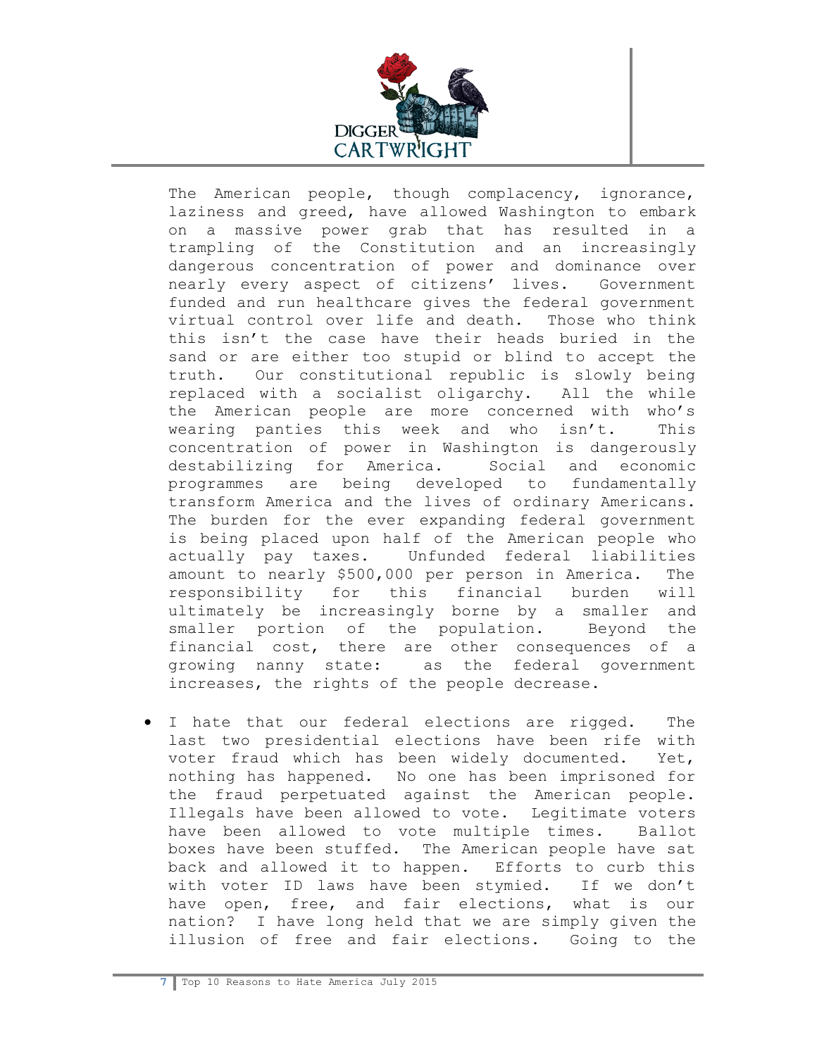The American people, though complacency, ignorance, laziness and greed, have allowed Washington to embark on a massive power grab that has resulted in a trampling of the Constitution and an increasingly dangerous concentration of power and dominance over nearly every aspect of citizens' lives. Government funded and run healthcare gives the federal government virtual control over life and death. Those who think this isn't the case have their heads buried in the sand or are either too stupid or blind to accept the truth. Our constitutional republic is slowly being replaced with a socialist oligarchy. All the while the American people are more concerned with who's wearing panties this week and who isn't. This concentration of power in Washington is dangerously destabilizing for America. Social and economic programmes are being developed to fundamentally transform America and the lives of ordinary Americans. The burden for the ever expanding federal government is being placed upon half of the American people who actually pay taxes. Unfunded federal liabilities amount to nearly $500,000 per person in America. The responsibility for this financial burden will ultimately be increasingly borne by a smaller and smaller portion of the population. Beyond the financial cost, there are other consequences of a growing nanny state: as the federal government increases, the rights of the people decrease.

- I hate that our federal elections are rigged. The last two presidential elections have been rife with voter fraud which has been widely documented. Yet, nothing has happened. No one has been imprisoned for the fraud perpetuated against the American people. Illegals have been allowed to vote. Legitimate voters have been allowed to vote multiple times. Ballot boxes have been stuffed. The American people have sat back and allowed it to happen. Efforts to curb this with voter ID laws have been stymied. If we don't have open, free, and fair elections, what is our nation? I have long held that we are simply given the illusion of free and fair elections. Going to the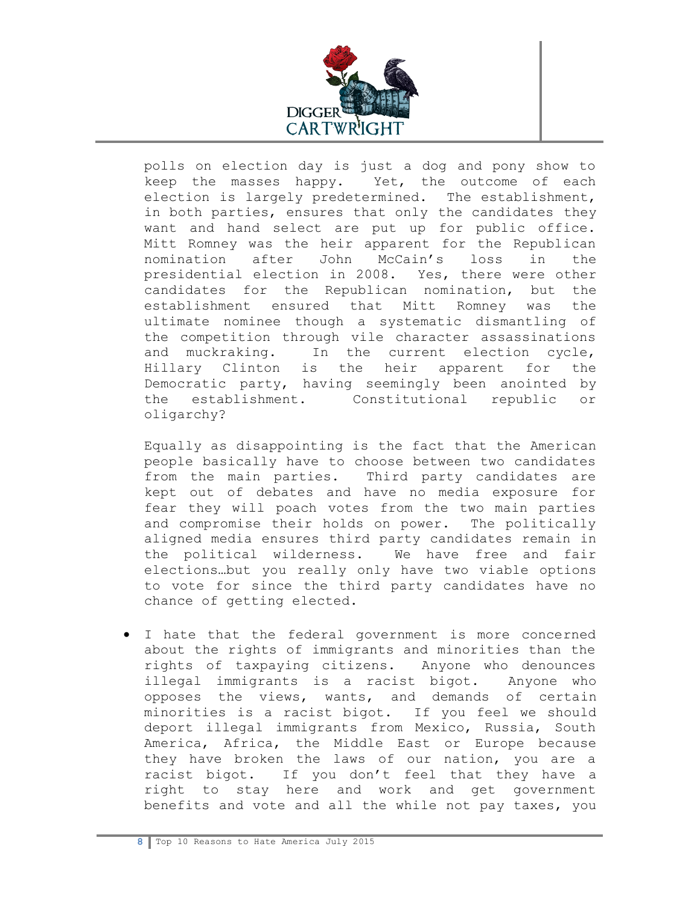polls on election day is just a dog and pony show to keep the masses happy. Yet, the outcome of each election is largely predetermined. The establishment, in both parties, ensures that only the candidates they want and hand select are put up for public office. Mitt Romney was the heir apparent for the Republican nomination after John McCain's loss in the presidential election in 2008. Yes, there were other candidates for the Republican nomination, but the establishment ensured that Mitt Romney was the ultimate nominee though a systematic dismantling of the competition through vile character assassinations and muckraking. In the current election cycle, Hillary Clinton is the heir apparent for the Democratic party, having seemingly been anointed by the establishment. Constitutional republic or oligarchy?

Equally as disappointing is the fact that the American people basically have to choose between two candidates from the main parties. Third party candidates are kept out of debates and have no media exposure for fear they will poach votes from the two main parties and compromise their holds on power. The politically aligned media ensures third party candidates remain in the political wilderness. We have free and fair elections…but you really only have two viable options to vote for since the third party candidates have no chance of getting elected.

- I hate that the federal government is more concerned about the rights of immigrants and minorities than the rights of taxpaying citizens. Anyone who denounces illegal immigrants is a racist bigot. Anyone who opposes the views, wants, and demands of certain minorities is a racist bigot. If you feel we should deport illegal immigrants from Mexico, Russia, South America, Africa, the Middle East or Europe because they have broken the laws of our nation, you are a racist bigot. If you don't feel that they have a right to stay here and work and get government benefits and vote and all the while not pay taxes, you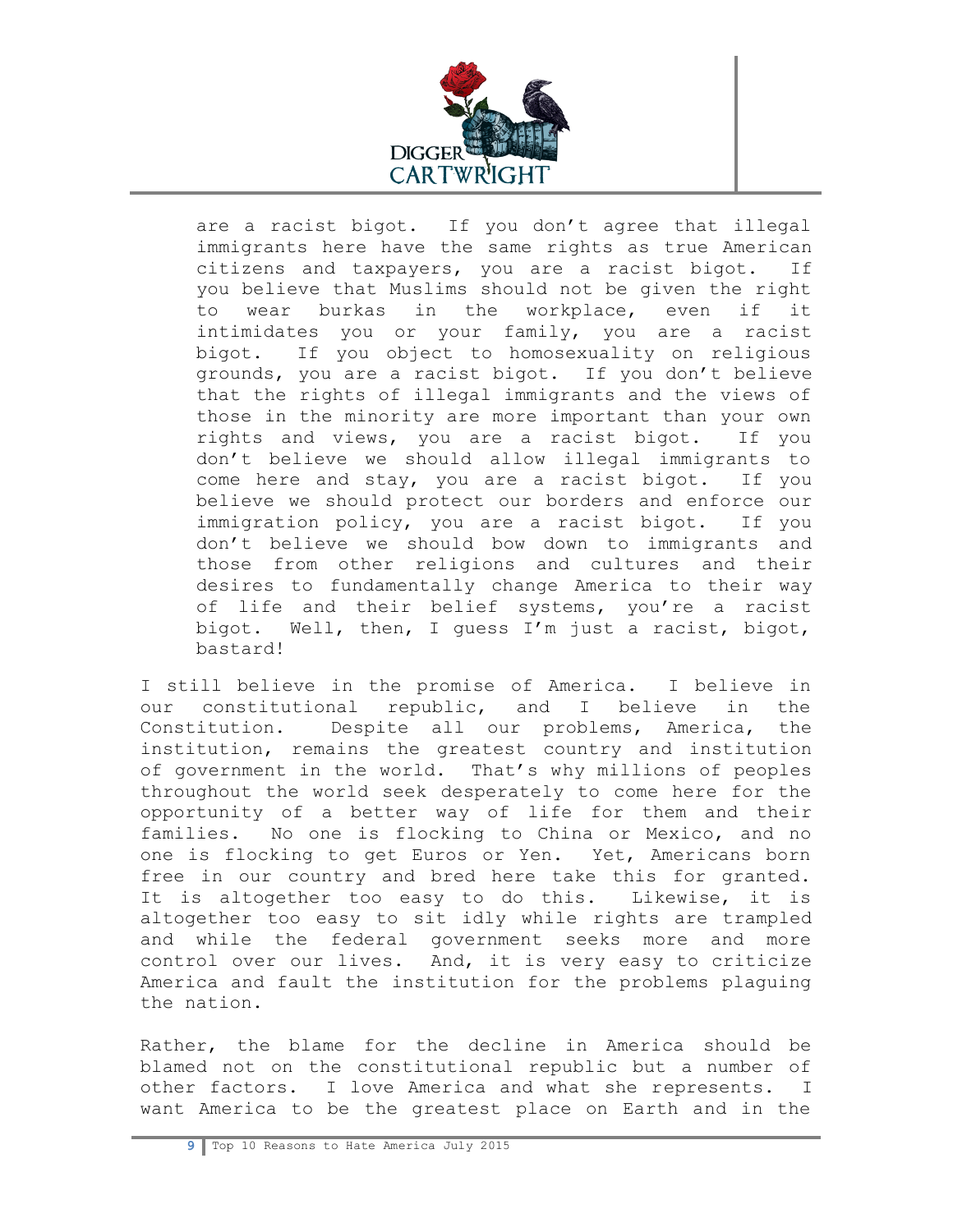> are a racist bigot. If you don't agree that illegal immigrants here have the same rights as true American citizens and taxpayers, you are a racist bigot. If you believe that Muslims should not be given the right to wear burkas in the workplace, even if it intimidates you or your family, you are a racist bigot. If you object to homosexuality on religious grounds, you are a racist bigot. If you don't believe that the rights of illegal immigrants and the views of those in the minority are more important than your own rights and views, you are a racist bigot. If you don't believe we should allow illegal immigrants to come here and stay, you are a racist bigot. If you believe we should protect our borders and enforce our immigration policy, you are a racist bigot. If you don't believe we should bow down to immigrants and those from other religions and cultures and their desires to fundamentally change America to their way of life and their belief systems, you're a racist bigot. Well, then, I guess I'm just a racist, bigot, bastard!

I still believe in the promise of America. I believe in our constitutional republic, and I believe in the Constitution. Despite all our problems, America, the institution, remains the greatest country and institution of government in the world. That's why millions of peoples throughout the world seek desperately to come here for the opportunity of a better way of life for them and their families. No one is flocking to China or Mexico, and no one is flocking to get Euros or Yen. Yet, Americans born free in our country and bred here take this for granted. It is altogether too easy to do this. Likewise, it is altogether too easy to sit idly while rights are trampled and while the federal government seeks more and more control over our lives. And, it is very easy to criticize America and fault the institution for the problems plaguing the nation.

Rather, the blame for the decline in America should be blamed not on the constitutional republic but a number of other factors. I love America and what she represents. I want America to be the greatest place on Earth and in the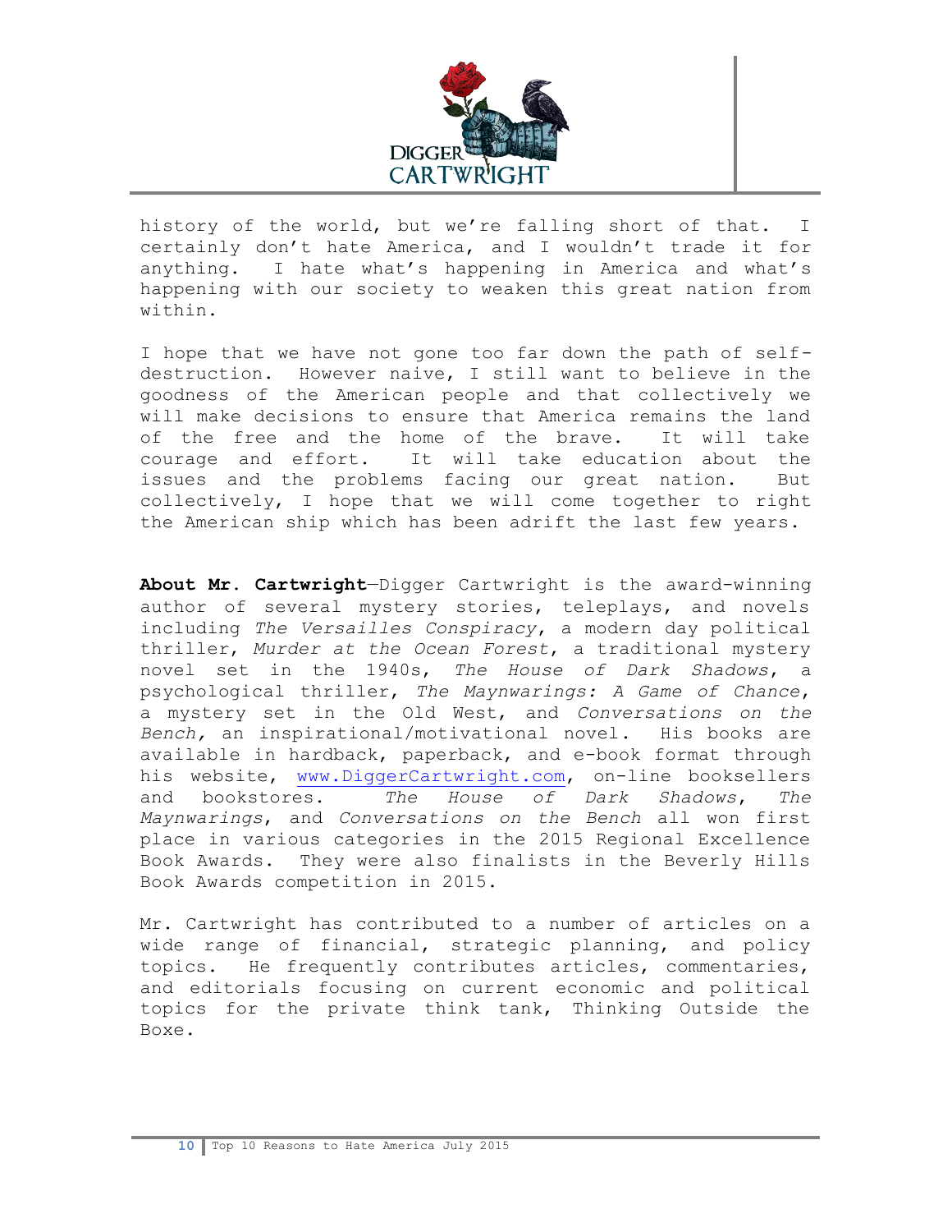history of the world, but we're falling short of that. I certainly don't hate America, and I wouldn't trade it for anything. I hate what's happening in America and what's happening with our society to weaken this great nation from within.

I hope that we have not gone too far down the path of self-destruction. However naive, I still want to believe in the goodness of the American people and that collectively we will make decisions to ensure that America remains the land of the free and the home of the brave. It will take courage and effort. It will take education about the issues and the problems facing our great nation. But collectively, I hope that we will come together to right the American ship which has been adrift the last few years.

**About Mr. Cartwright**—Digger Cartwright is the award-winning author of several mystery stories, teleplays, and novels including *The Versailles Conspiracy*, a modern day political thriller, *Murder at the Ocean Forest*, a traditional mystery novel set in the 1940s, *The House of Dark Shadows*, a psychological thriller, *The Maynwarings: A Game of Chance*, a mystery set in the Old West, and *Conversations on the Bench,* an inspirational/motivational novel. His books are available in hardback, paperback, and e-book format through his website, www.DiggerCartwright.com, on-line booksellers and bookstores. *The House of Dark Shadows*, *The Maynwarings*, and *Conversations on the Bench* all won first place in various categories in the 2015 Regional Excellence Book Awards. They were also finalists in the Beverly Hills Book Awards competition in 2015.

Mr. Cartwright has contributed to a number of articles on a wide range of financial, strategic planning, and policy topics. He frequently contributes articles, commentaries, and editorials focusing on current economic and political topics for the private think tank, Thinking Outside the Boxe.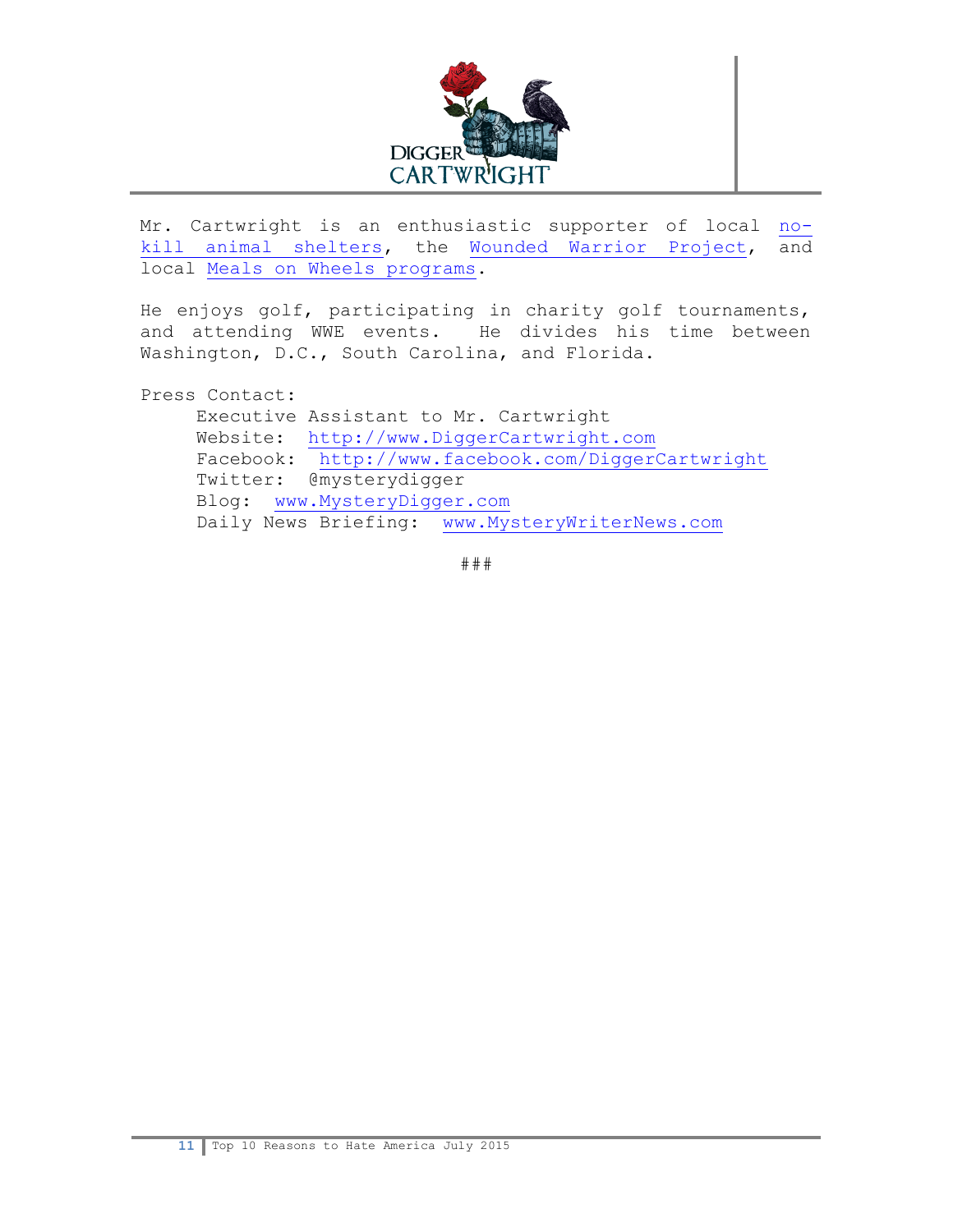Mr. Cartwright is an enthusiastic supporter of local no-kill animal shelters, the Wounded Warrior Project, and local Meals on Wheels programs.

He enjoys golf, participating in charity golf tournaments, and attending WWE events. He divides his time between Washington, D.C., South Carolina, and Florida.

Press Contact:

Executive Assistant to Mr. Cartwright
Website: http://www.DiggerCartwright.com
Facebook: http://www.facebook.com/DiggerCartwright
Twitter: @mysterydigger
Blog: www.MysteryDigger.com
Daily News Briefing: www.MysteryWriterNews.com

###